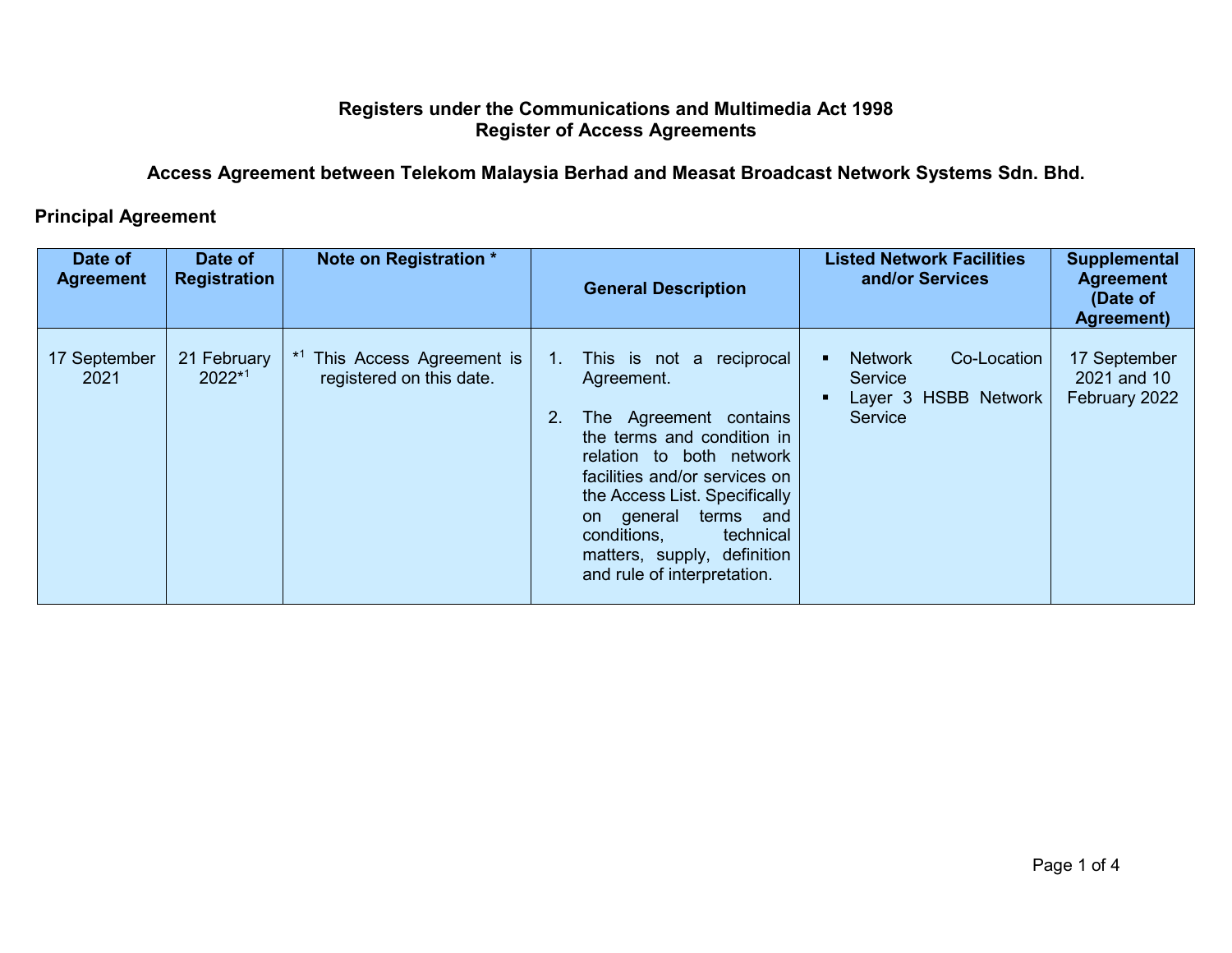## Registers under the Communications and Multimedia Act 1998
## Register of Access Agreements

### Access Agreement between Telekom Malaysia Berhad and Measat Broadcast Network Systems Sdn. Bhd.

**Principal Agreement**

| Date of Agreement | Date of Registration | Note on Registration * | General Description | Listed Network Facilities and/or Services | Supplemental Agreement (Date of Agreement) |
|---|---|---|---|---|---|
| 17 September 2021 | 21 February 2022*[1] | *[1] This Access Agreement is registered on this date. | 1. This is not a reciprocal Agreement. 2. The Agreement contains the terms and condition in relation to both network facilities and/or services on the Access List. Specifically on general terms and conditions, technical matters, supply, definition and rule of interpretation. | ▪ Network Co-Location Service ▪ Layer 3 HSBB Network Service | 17 September 2021 and 10 February 2022 |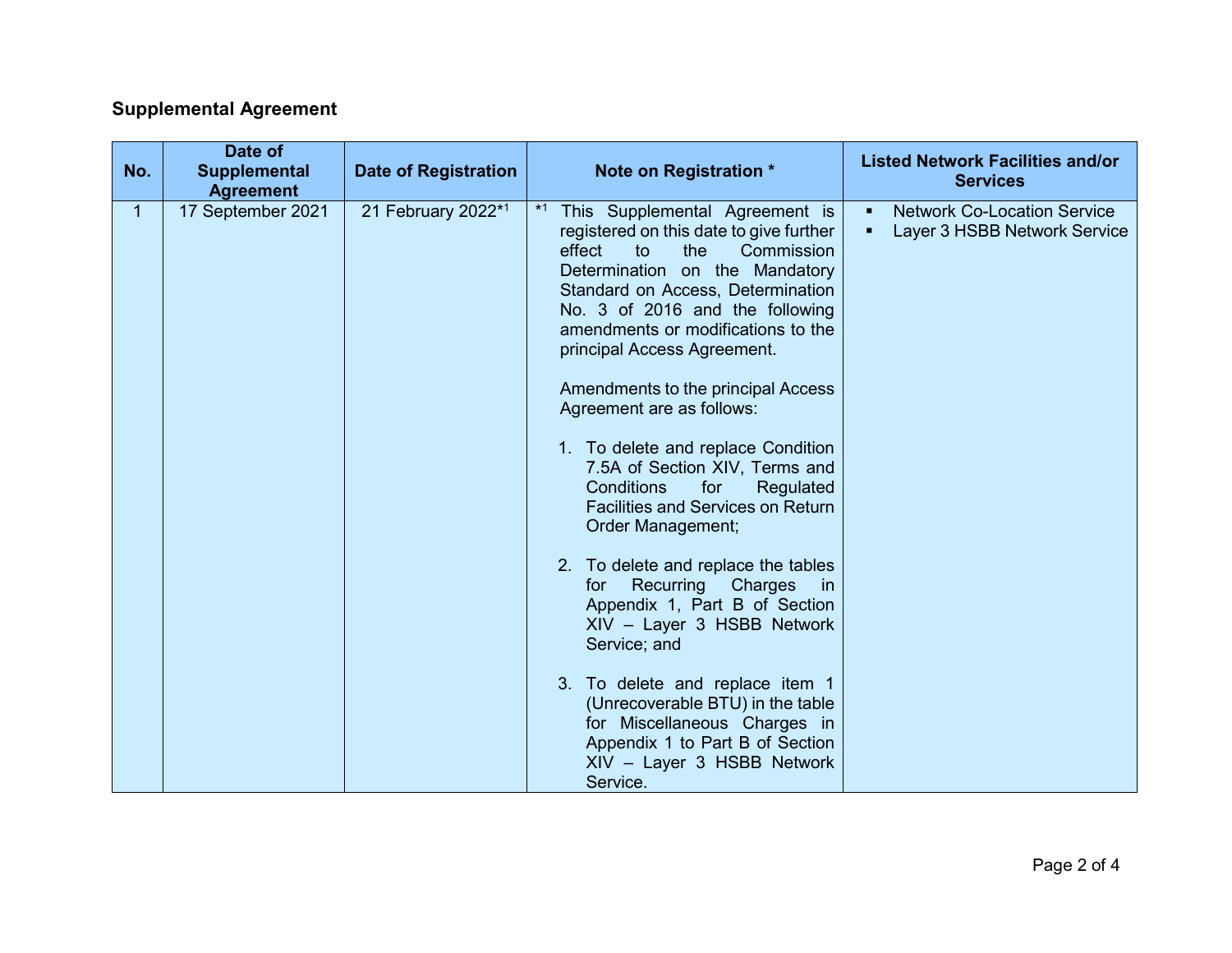## Supplemental Agreement

| No. | Date of Supplemental Agreement | Date of Registration | Note on Registration * | Listed Network Facilities and/or Services |
|---|---|---|---|---|
| 1 | 17 September 2021 | 21 February 2022*[1] | *[1] This Supplemental Agreement is registered on this date to give further effect to the Commission Determination on the Mandatory Standard on Access, Determination No. 3 of 2016 and the following amendments or modifications to the principal Access Agreement.<br><br>Amendments to the principal Access Agreement are as follows:<br><br>1. To delete and replace Condition 7.5A of Section XIV, Terms and Conditions for Regulated Facilities and Services on Return Order Management;<br><br>2. To delete and replace the tables for Recurring Charges in Appendix 1, Part B of Section XIV – Layer 3 HSBB Network Service; and<br><br>3. To delete and replace item 1 (Unrecoverable BTU) in the table for Miscellaneous Charges in Appendix 1 to Part B of Section XIV – Layer 3 HSBB Network Service. | ▪ Network Co-Location Service<br>▪ Layer 3 HSBB Network Service |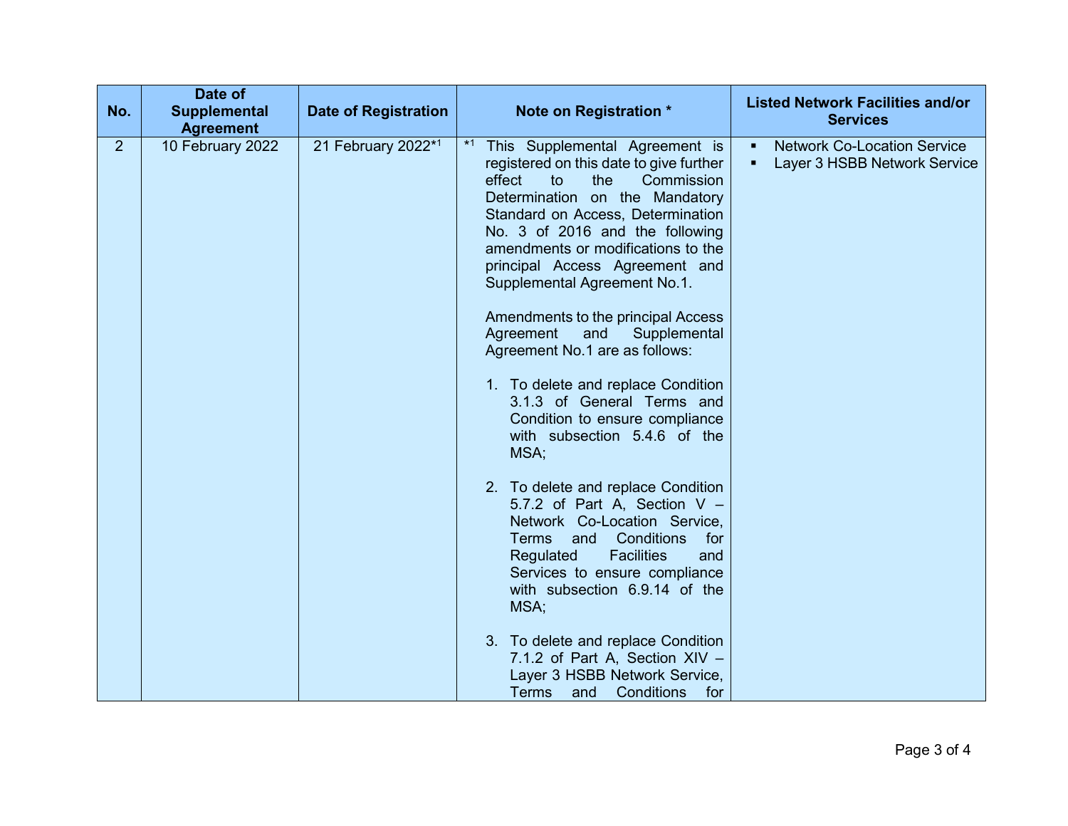| No. | Date of Supplemental Agreement | Date of Registration | Note on Registration * | Listed Network Facilities and/or Services |
|---|---|---|---|---|
| 2 | 10 February 2022 | 21 February 2022*1 | *1 This Supplemental Agreement is registered on this date to give further effect to the Commission Determination on the Mandatory Standard on Access, Determination No. 3 of 2016 and the following amendments or modifications to the principal Access Agreement and Supplemental Agreement No.1.<br><br>Amendments to the principal Access Agreement and Supplemental Agreement No.1 are as follows:<br><br>1. To delete and replace Condition 3.1.3 of General Terms and Condition to ensure compliance with subsection 5.4.6 of the MSA;<br><br>2. To delete and replace Condition 5.7.2 of Part A, Section V – Network Co-Location Service, Terms and Conditions for Regulated Facilities and Services to ensure compliance with subsection 6.9.14 of the MSA;<br><br>3. To delete and replace Condition 7.1.2 of Part A, Section XIV – Layer 3 HSBB Network Service, Terms and Conditions for | ▪ Network Co-Location Service<br>▪ Layer 3 HSBB Network Service |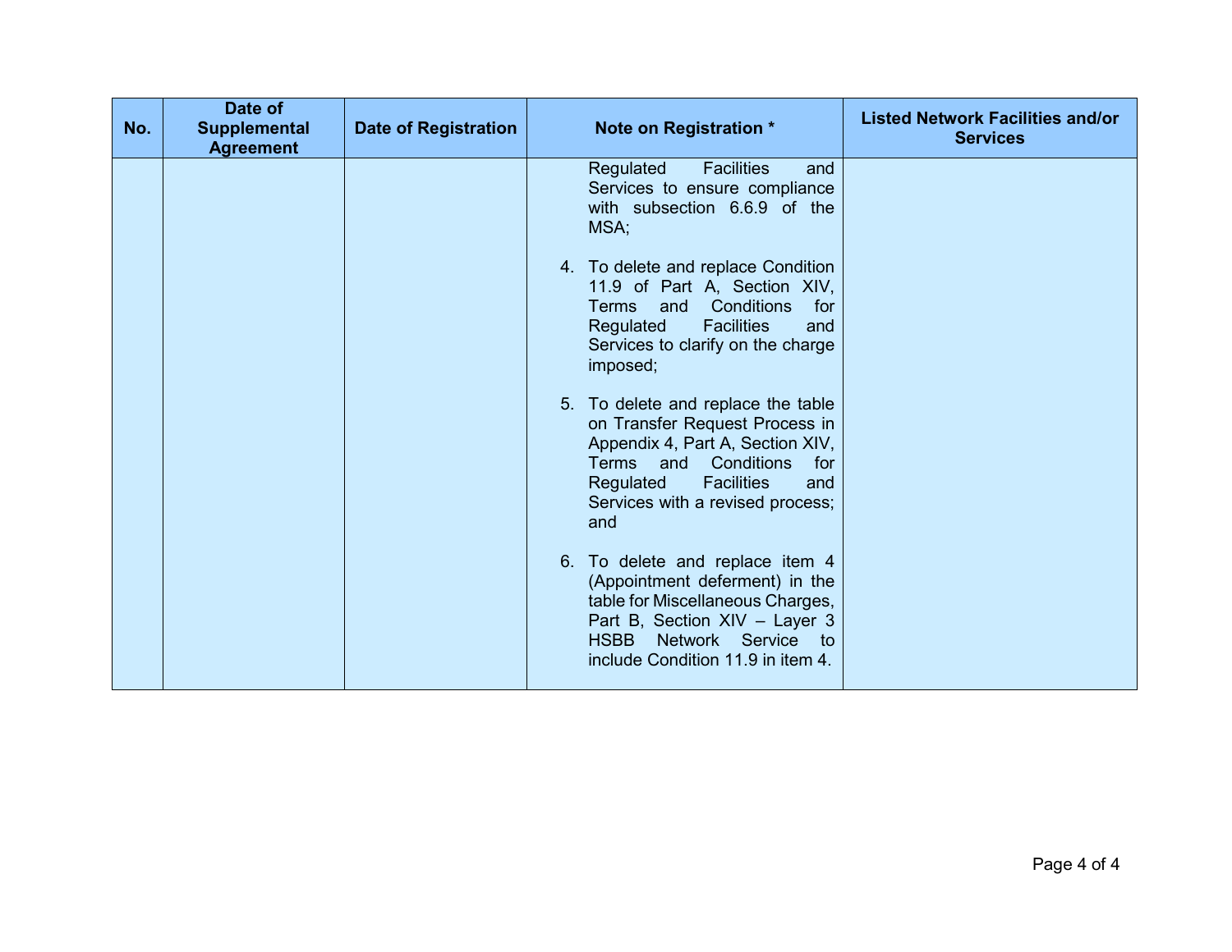| No. | Date of Supplemental Agreement | Date of Registration | Note on Registration * | Listed Network Facilities and/or Services |
|---|---|---|---|---|
| | | | Regulated Facilities and Services to ensure compliance with subsection 6.6.9 of the MSA;<br><br>4. To delete and replace Condition 11.9 of Part A, Section XIV, Terms and Conditions for Regulated Facilities and Services to clarify on the charge imposed;<br><br>5. To delete and replace the table on Transfer Request Process in Appendix 4, Part A, Section XIV, Terms and Conditions for Regulated Facilities and Services with a revised process; and<br><br>6. To delete and replace item 4 (Appointment deferment) in the table for Miscellaneous Charges, Part B, Section XIV – Layer 3 HSBB Network Service to include Condition 11.9 in item 4. | |